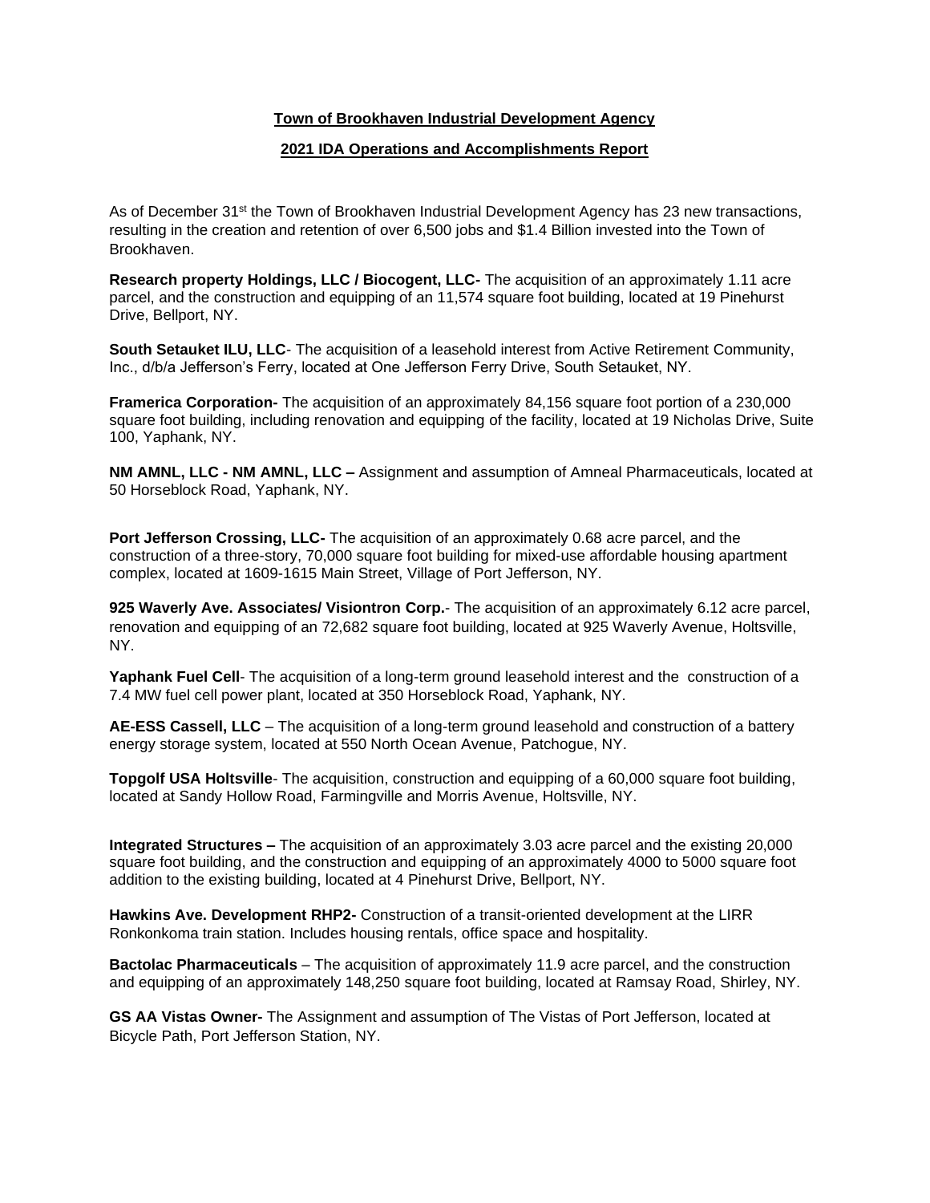**Town of Brookhaven Industrial Development Agency**

**2021 IDA Operations and Accomplishments Report**

As of December 31st the Town of Brookhaven Industrial Development Agency has 23 new transactions, resulting in the creation and retention of over 6,500 jobs and $1.4 Billion invested into the Town of Brookhaven.

**Research property Holdings, LLC / Biocogent, LLC-** The acquisition of an approximately 1.11 acre parcel, and the construction and equipping of an 11,574 square foot building, located at 19 Pinehurst Drive, Bellport, NY.

**South Setauket ILU, LLC**- The acquisition of a leasehold interest from Active Retirement Community, Inc., d/b/a Jefferson's Ferry, located at One Jefferson Ferry Drive, South Setauket, NY.

**Framerica Corporation-** The acquisition of an approximately 84,156 square foot portion of a 230,000 square foot building, including renovation and equipping of the facility, located at 19 Nicholas Drive, Suite 100, Yaphank, NY.

**NM AMNL, LLC - NM AMNL, LLC –** Assignment and assumption of Amneal Pharmaceuticals, located at 50 Horseblock Road, Yaphank, NY.

**Port Jefferson Crossing, LLC-** The acquisition of an approximately 0.68 acre parcel, and the construction of a three-story, 70,000 square foot building for mixed-use affordable housing apartment complex, located at 1609-1615 Main Street, Village of Port Jefferson, NY.

**925 Waverly Ave. Associates/ Visiontron Corp.**- The acquisition of an approximately 6.12 acre parcel, renovation and equipping of an 72,682 square foot building, located at 925 Waverly Avenue, Holtsville, NY.

**Yaphank Fuel Cell**- The acquisition of a long-term ground leasehold interest and the construction of a 7.4 MW fuel cell power plant, located at 350 Horseblock Road, Yaphank, NY.

**AE-ESS Cassell, LLC** – The acquisition of a long-term ground leasehold and construction of a battery energy storage system, located at 550 North Ocean Avenue, Patchogue, NY.

**Topgolf USA Holtsville**- The acquisition, construction and equipping of a 60,000 square foot building, located at Sandy Hollow Road, Farmingville and Morris Avenue, Holtsville, NY.

**Integrated Structures –** The acquisition of an approximately 3.03 acre parcel and the existing 20,000 square foot building, and the construction and equipping of an approximately 4000 to 5000 square foot addition to the existing building, located at 4 Pinehurst Drive, Bellport, NY.

**Hawkins Ave. Development RHP2-** Construction of a transit-oriented development at the LIRR Ronkonkoma train station. Includes housing rentals, office space and hospitality.

**Bactolac Pharmaceuticals** – The acquisition of approximately 11.9 acre parcel, and the construction and equipping of an approximately 148,250 square foot building, located at Ramsay Road, Shirley, NY.

**GS AA Vistas Owner-** The Assignment and assumption of The Vistas of Port Jefferson, located at Bicycle Path, Port Jefferson Station, NY.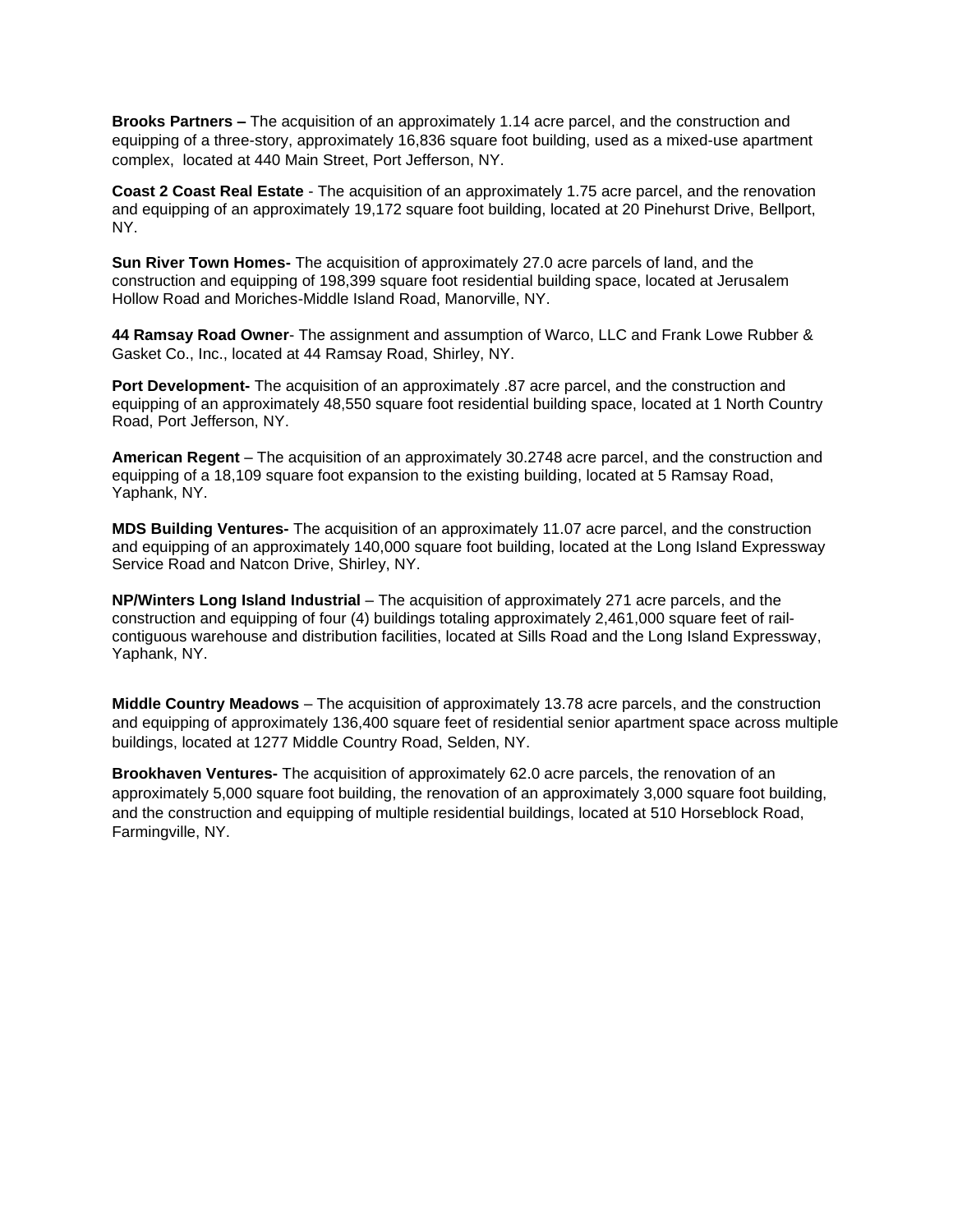**Brooks Partners –** The acquisition of an approximately 1.14 acre parcel, and the construction and equipping of a three-story, approximately 16,836 square foot building, used as a mixed-use apartment complex, located at 440 Main Street, Port Jefferson, NY.

**Coast 2 Coast Real Estate** - The acquisition of an approximately 1.75 acre parcel, and the renovation and equipping of an approximately 19,172 square foot building, located at 20 Pinehurst Drive, Bellport, NY.

**Sun River Town Homes-** The acquisition of approximately 27.0 acre parcels of land, and the construction and equipping of 198,399 square foot residential building space, located at Jerusalem Hollow Road and Moriches-Middle Island Road, Manorville, NY.

**44 Ramsay Road Owner**- The assignment and assumption of Warco, LLC and Frank Lowe Rubber & Gasket Co., Inc., located at 44 Ramsay Road, Shirley, NY.

**Port Development-** The acquisition of an approximately .87 acre parcel, and the construction and equipping of an approximately 48,550 square foot residential building space, located at 1 North Country Road, Port Jefferson, NY.

**American Regent** – The acquisition of an approximately 30.2748 acre parcel, and the construction and equipping of a 18,109 square foot expansion to the existing building, located at 5 Ramsay Road, Yaphank, NY.

**MDS Building Ventures-** The acquisition of an approximately 11.07 acre parcel, and the construction and equipping of an approximately 140,000 square foot building, located at the Long Island Expressway Service Road and Natcon Drive, Shirley, NY.

**NP/Winters Long Island Industrial** – The acquisition of approximately 271 acre parcels, and the construction and equipping of four (4) buildings totaling approximately 2,461,000 square feet of rail-contiguous warehouse and distribution facilities, located at Sills Road and the Long Island Expressway, Yaphank, NY.

**Middle Country Meadows** – The acquisition of approximately 13.78 acre parcels, and the construction and equipping of approximately 136,400 square feet of residential senior apartment space across multiple buildings, located at 1277 Middle Country Road, Selden, NY.

**Brookhaven Ventures-** The acquisition of approximately 62.0 acre parcels, the renovation of an approximately 5,000 square foot building, the renovation of an approximately 3,000 square foot building, and the construction and equipping of multiple residential buildings, located at 510 Horseblock Road, Farmingville, NY.